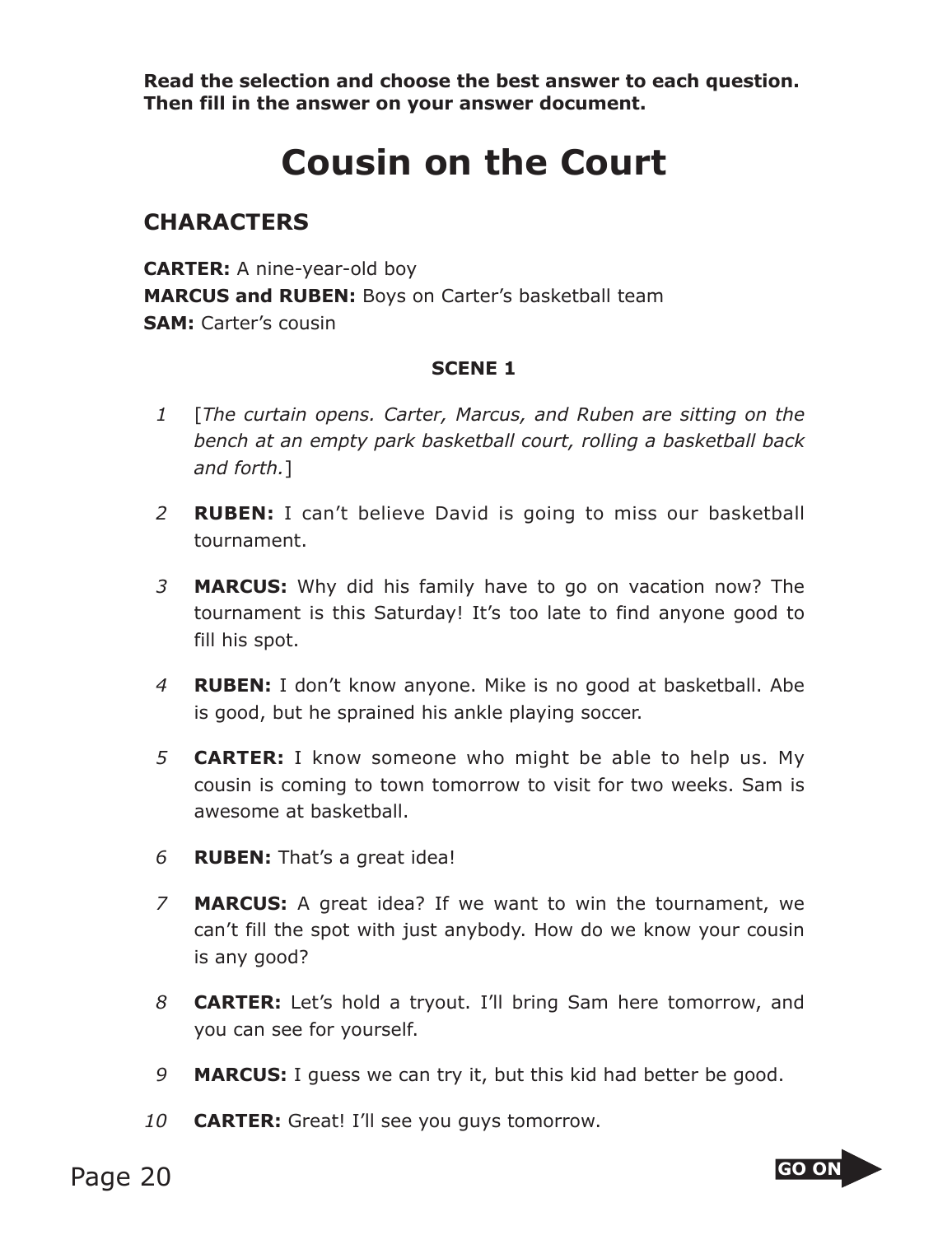**Read the selection and choose the best answer to each question. Then fill in the answer on your answer document.**

# Cousin on the Court

## CHARACTERS

**CARTER:** A nine-year-old boy
**MARCUS and RUBEN:** Boys on Carter's basketball team
**SAM:** Carter's cousin

### SCENE 1

1 [*The curtain opens. Carter, Marcus, and Ruben are sitting on the bench at an empty park basketball court, rolling a basketball back and forth.*]

2 **RUBEN:** I can't believe David is going to miss our basketball tournament.

3 **MARCUS:** Why did his family have to go on vacation now? The tournament is this Saturday! It's too late to find anyone good to fill his spot.

4 **RUBEN:** I don't know anyone. Mike is no good at basketball. Abe is good, but he sprained his ankle playing soccer.

5 **CARTER:** I know someone who might be able to help us. My cousin is coming to town tomorrow to visit for two weeks. Sam is awesome at basketball.

6 **RUBEN:** That's a great idea!

7 **MARCUS:** A great idea? If we want to win the tournament, we can't fill the spot with just anybody. How do we know your cousin is any good?

8 **CARTER:** Let's hold a tryout. I'll bring Sam here tomorrow, and you can see for yourself.

9 **MARCUS:** I guess we can try it, but this kid had better be good.

10 **CARTER:** Great! I'll see you guys tomorrow.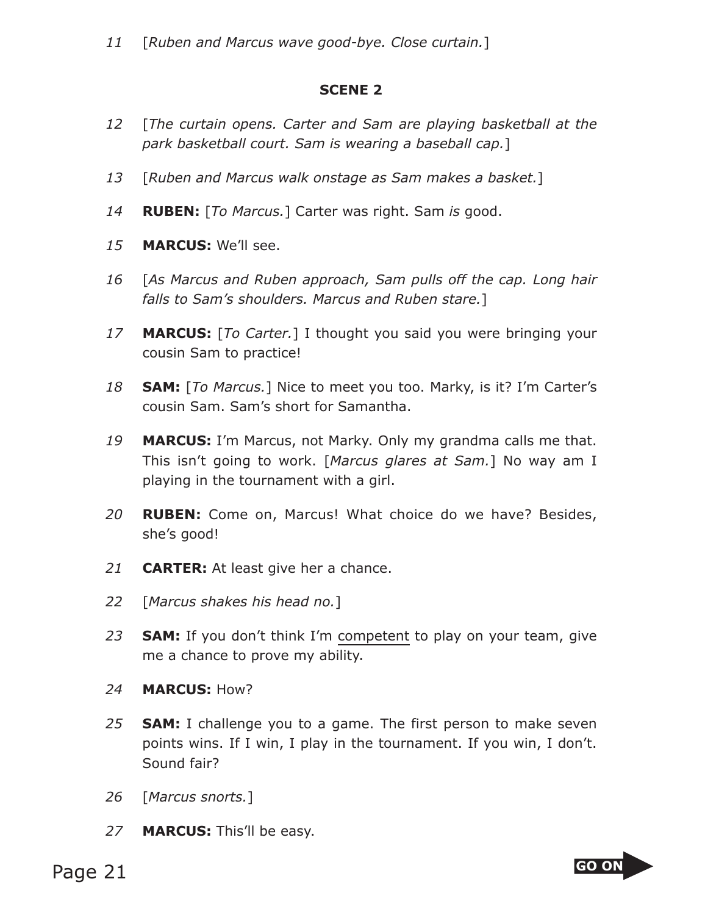11 [*Ruben and Marcus wave good-bye. Close curtain.*]

## SCENE 2

12 [*The curtain opens. Carter and Sam are playing basketball at the park basketball court. Sam is wearing a baseball cap.*]

13 [*Ruben and Marcus walk onstage as Sam makes a basket.*]

14 **RUBEN:** [*To Marcus.*] Carter was right. Sam *is* good.

15 **MARCUS:** We'll see.

16 [*As Marcus and Ruben approach, Sam pulls off the cap. Long hair falls to Sam's shoulders. Marcus and Ruben stare.*]

17 **MARCUS:** [*To Carter.*] I thought you said you were bringing your cousin Sam to practice!

18 **SAM:** [*To Marcus.*] Nice to meet you too. Marky, is it? I'm Carter's cousin Sam. Sam's short for Samantha.

19 **MARCUS:** I'm Marcus, not Marky. Only my grandma calls me that. This isn't going to work. [*Marcus glares at Sam.*] No way am I playing in the tournament with a girl.

20 **RUBEN:** Come on, Marcus! What choice do we have? Besides, she's good!

21 **CARTER:** At least give her a chance.

22 [*Marcus shakes his head no.*]

23 **SAM:** If you don't think I'm <u>competent</u> to play on your team, give me a chance to prove my ability.

24 **MARCUS:** How?

25 **SAM:** I challenge you to a game. The first person to make seven points wins. If I win, I play in the tournament. If you win, I don't. Sound fair?

26 [*Marcus snorts.*]

27 **MARCUS:** This'll be easy.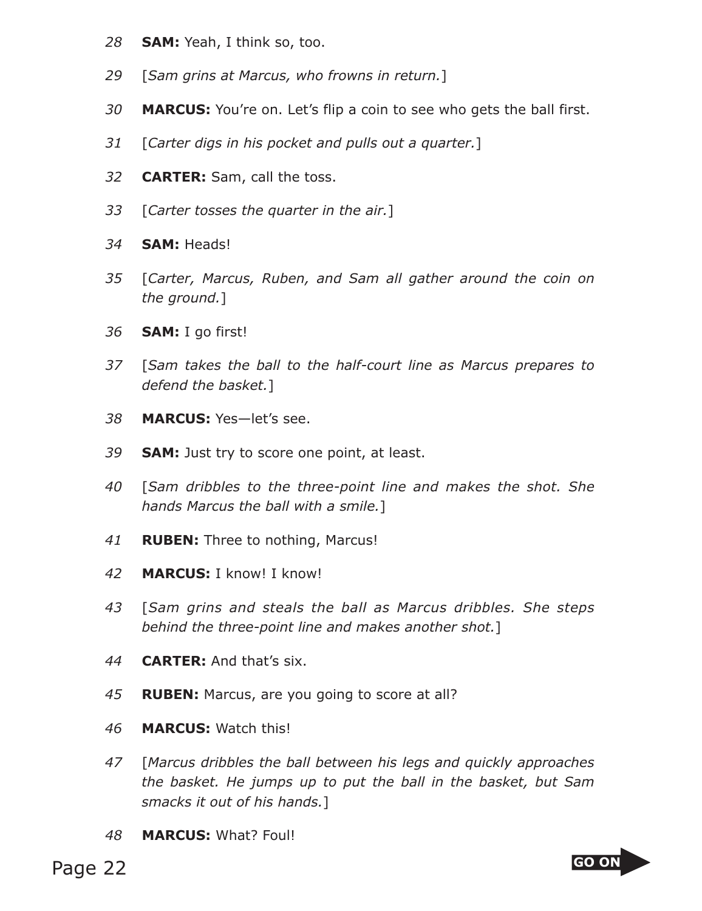28 **SAM:** Yeah, I think so, too.

29 [*Sam grins at Marcus, who frowns in return.*]

30 **MARCUS:** You're on. Let's flip a coin to see who gets the ball first.

31 [*Carter digs in his pocket and pulls out a quarter.*]

32 **CARTER:** Sam, call the toss.

33 [*Carter tosses the quarter in the air.*]

34 **SAM:** Heads!

35 [*Carter, Marcus, Ruben, and Sam all gather around the coin on the ground.*]

36 **SAM:** I go first!

37 [*Sam takes the ball to the half-court line as Marcus prepares to defend the basket.*]

38 **MARCUS:** Yes—let's see.

39 **SAM:** Just try to score one point, at least.

40 [*Sam dribbles to the three-point line and makes the shot. She hands Marcus the ball with a smile.*]

41 **RUBEN:** Three to nothing, Marcus!

42 **MARCUS:** I know! I know!

43 [*Sam grins and steals the ball as Marcus dribbles. She steps behind the three-point line and makes another shot.*]

44 **CARTER:** And that's six.

45 **RUBEN:** Marcus, are you going to score at all?

46 **MARCUS:** Watch this!

47 [*Marcus dribbles the ball between his legs and quickly approaches the basket. He jumps up to put the ball in the basket, but Sam smacks it out of his hands.*]

48 **MARCUS:** What? Foul!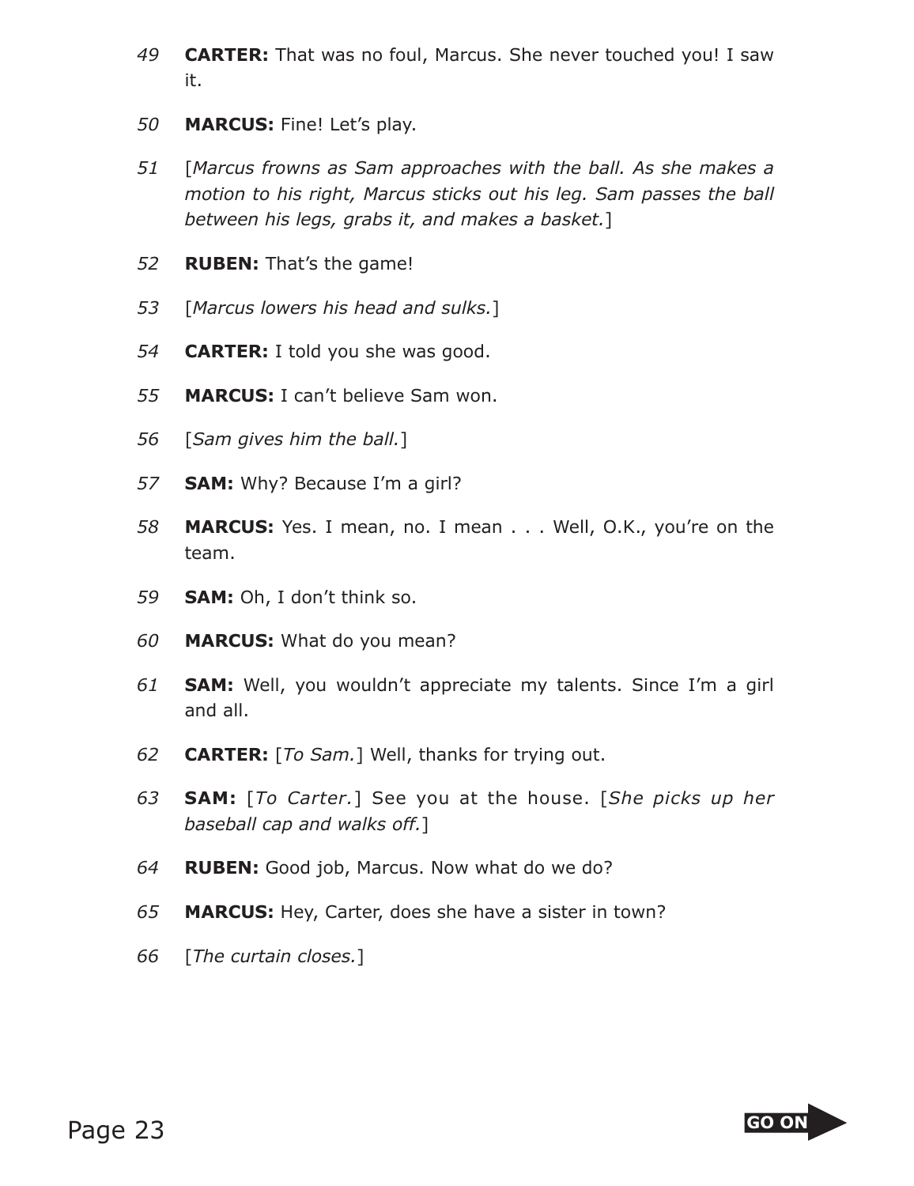49 **CARTER:** That was no foul, Marcus. She never touched you! I saw it.

50 **MARCUS:** Fine! Let's play.

51 [*Marcus frowns as Sam approaches with the ball. As she makes a motion to his right, Marcus sticks out his leg. Sam passes the ball between his legs, grabs it, and makes a basket.*]

52 **RUBEN:** That's the game!

53 [*Marcus lowers his head and sulks.*]

54 **CARTER:** I told you she was good.

55 **MARCUS:** I can't believe Sam won.

56 [*Sam gives him the ball.*]

57 **SAM:** Why? Because I'm a girl?

58 **MARCUS:** Yes. I mean, no. I mean . . . Well, O.K., you're on the team.

59 **SAM:** Oh, I don't think so.

60 **MARCUS:** What do you mean?

61 **SAM:** Well, you wouldn't appreciate my talents. Since I'm a girl and all.

62 **CARTER:** [*To Sam.*] Well, thanks for trying out.

63 **SAM:** [*To Carter.*] See you at the house. [*She picks up her baseball cap and walks off.*]

64 **RUBEN:** Good job, Marcus. Now what do we do?

65 **MARCUS:** Hey, Carter, does she have a sister in town?

66 [*The curtain closes.*]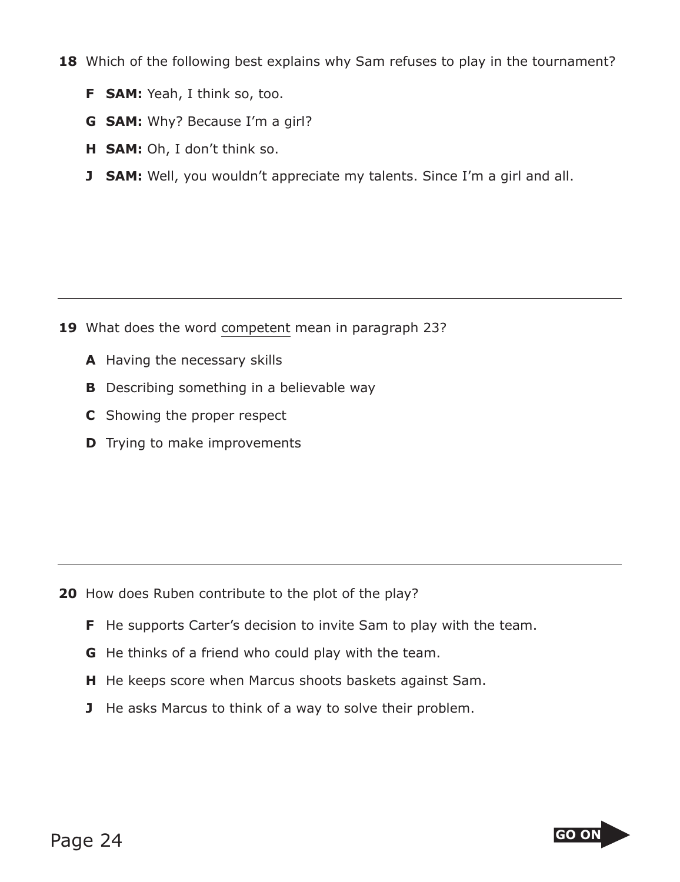**18** Which of the following best explains why Sam refuses to play in the tournament?

- **F** **SAM:** Yeah, I think so, too.
- **G** **SAM:** Why? Because I'm a girl?
- **H** **SAM:** Oh, I don't think so.
- **J** **SAM:** Well, you wouldn't appreciate my talents. Since I'm a girl and all.

---

**19** What does the word <u>competent</u> mean in paragraph 23?

- **A** Having the necessary skills
- **B** Describing something in a believable way
- **C** Showing the proper respect
- **D** Trying to make improvements

---

**20** How does Ruben contribute to the plot of the play?

- **F** He supports Carter's decision to invite Sam to play with the team.
- **G** He thinks of a friend who could play with the team.
- **H** He keeps score when Marcus shoots baskets against Sam.
- **J** He asks Marcus to think of a way to solve their problem.

GO ON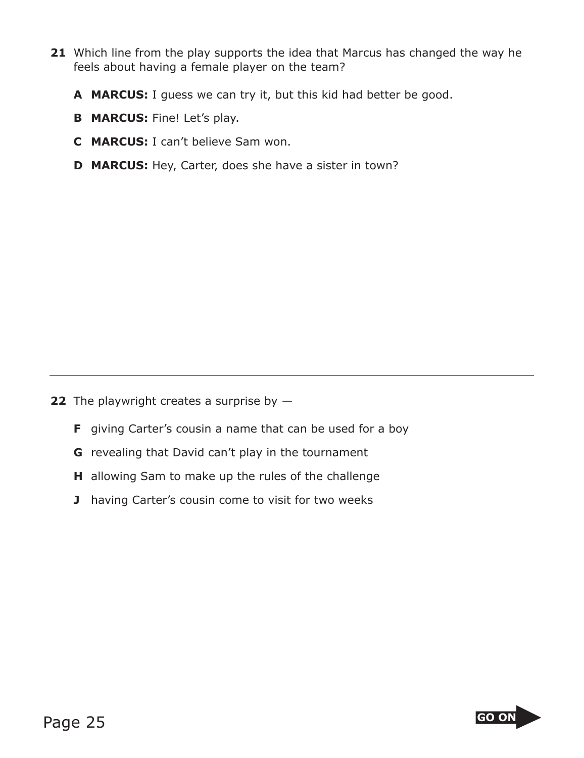**21** Which line from the play supports the idea that Marcus has changed the way he feels about having a female player on the team?

**A** **MARCUS:** I guess we can try it, but this kid had better be good.

**B** **MARCUS:** Fine! Let's play.

**C** **MARCUS:** I can't believe Sam won.

**D** **MARCUS:** Hey, Carter, does she have a sister in town?

---

**22** The playwright creates a surprise by —

**F** giving Carter's cousin a name that can be used for a boy

**G** revealing that David can't play in the tournament

**H** allowing Sam to make up the rules of the challenge

**J** having Carter's cousin come to visit for two weeks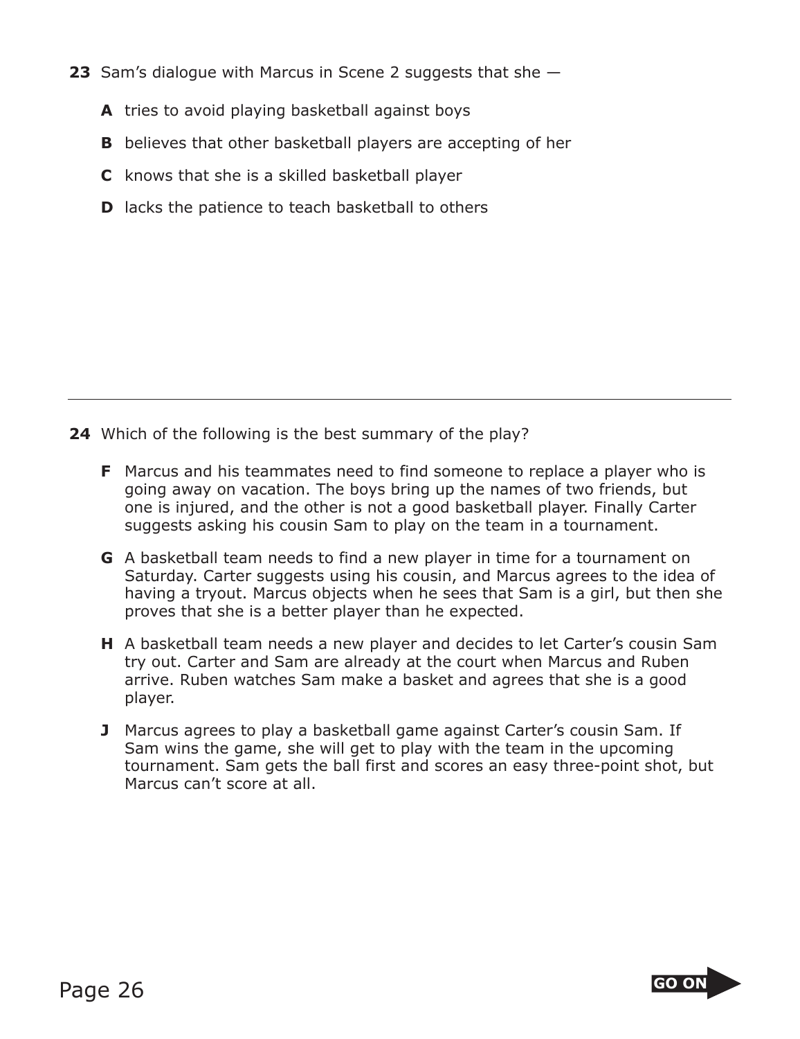**23** Sam's dialogue with Marcus in Scene 2 suggests that she —

**A** tries to avoid playing basketball against boys

**B** believes that other basketball players are accepting of her

**C** knows that she is a skilled basketball player

**D** lacks the patience to teach basketball to others

---

**24** Which of the following is the best summary of the play?

**F** Marcus and his teammates need to find someone to replace a player who is going away on vacation. The boys bring up the names of two friends, but one is injured, and the other is not a good basketball player. Finally Carter suggests asking his cousin Sam to play on the team in a tournament.

**G** A basketball team needs to find a new player in time for a tournament on Saturday. Carter suggests using his cousin, and Marcus agrees to the idea of having a tryout. Marcus objects when he sees that Sam is a girl, but then she proves that she is a better player than he expected.

**H** A basketball team needs a new player and decides to let Carter's cousin Sam try out. Carter and Sam are already at the court when Marcus and Ruben arrive. Ruben watches Sam make a basket and agrees that she is a good player.

**J** Marcus agrees to play a basketball game against Carter's cousin Sam. If Sam wins the game, she will get to play with the team in the upcoming tournament. Sam gets the ball first and scores an easy three-point shot, but Marcus can't score at all.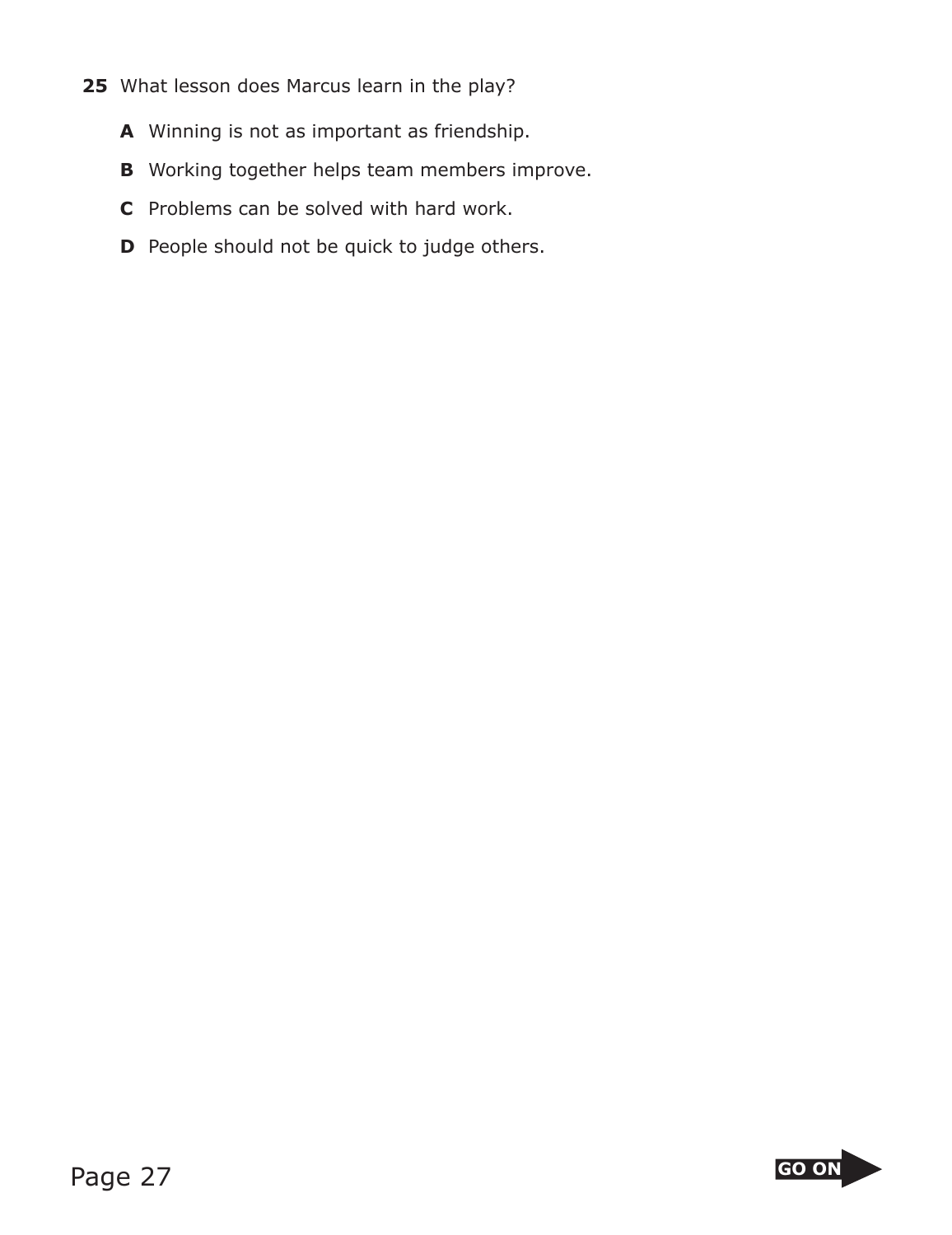**25** What lesson does Marcus learn in the play?

**A** Winning is not as important as friendship.

**B** Working together helps team members improve.

**C** Problems can be solved with hard work.

**D** People should not be quick to judge others.

GO ON